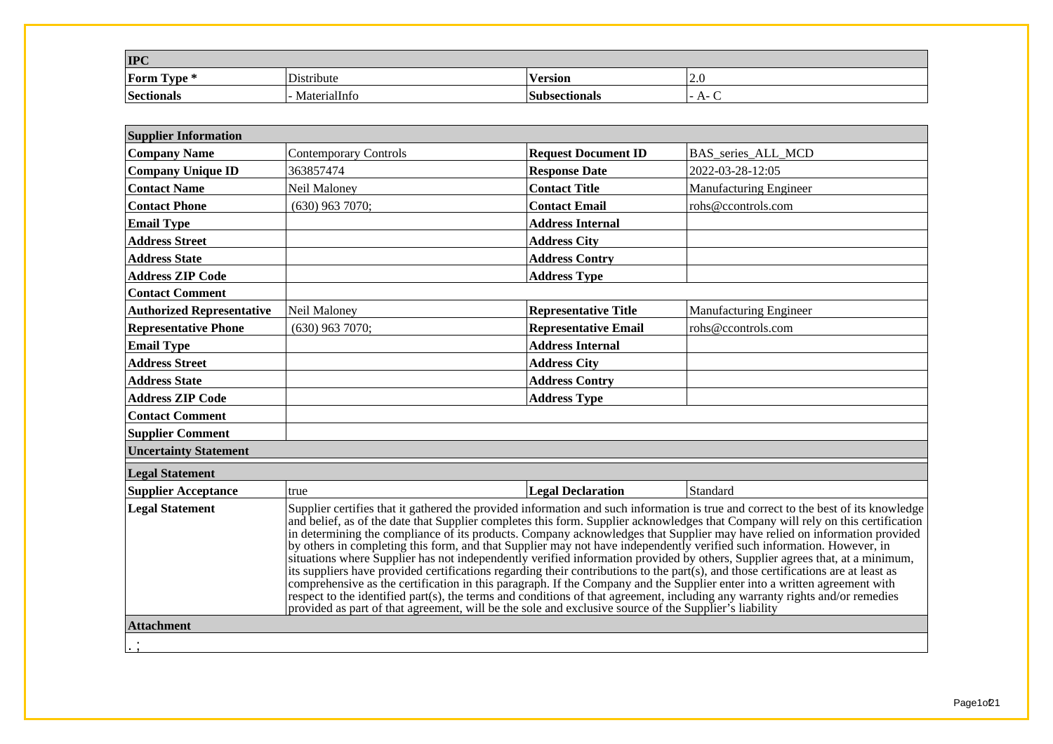| IPC | | | |
|---|---|---|---|
| **Form Type *** | Distribute | **Version** | 2.0 |
| **Sectionals** | - MaterialInfo | **Subsectionals** | - A- C |

| Supplier Information | | | |
|---|---|---|---|
| **Company Name** | Contemporary Controls | **Request Document ID** | BAS_series_ALL_MCD |
| **Company Unique ID** | 363857474 | **Response Date** | 2022-03-28-12:05 |
| **Contact Name** | Neil Maloney | **Contact Title** | Manufacturing Engineer |
| **Contact Phone** | (630) 963 7070; | **Contact Email** | rohs@ccontrols.com |
| **Email Type** | | **Address Internal** | |
| **Address Street** | | **Address City** | |
| **Address State** | | **Address Contry** | |
| **Address ZIP Code** | | **Address Type** | |
| **Contact Comment** | | | |
| **Authorized Representative** | Neil Maloney | **Representative Title** | Manufacturing Engineer |
| **Representative Phone** | (630) 963 7070; | **Representative Email** | rohs@ccontrols.com |
| **Email Type** | | **Address Internal** | |
| **Address Street** | | **Address City** | |
| **Address State** | | **Address Contry** | |
| **Address ZIP Code** | | **Address Type** | |
| **Contact Comment** | | | |
| **Supplier Comment** | | | |
| **Uncertainty Statement** | | | |
| **Legal Statement** | | | |
| **Supplier Acceptance** | true | **Legal Declaration** | Standard |
| **Legal Statement** | Supplier certifies that it gathered the provided information and such information is true and correct to the best of its knowledge and belief, as of the date that Supplier completes this form. Supplier acknowledges that Company will rely on this certification in determining the compliance of its products. Company acknowledges that Supplier may have relied on information provided by others in completing this form, and that Supplier may not have independently verified such information. However, in situations where Supplier has not independently verified information provided by others, Supplier agrees that, at a minimum, its suppliers have provided certifications regarding their contributions to the part(s), and those certifications are at least as comprehensive as the certification in this paragraph. If the Company and the Supplier enter into a written agreement with respect to the identified part(s), the terms and conditions of that agreement, including any warranty rights and/or remedies provided as part of that agreement, will be the sole and exclusive source of the Supplier's liability | | |
| **Attachment** | | | |
| . ; | | | |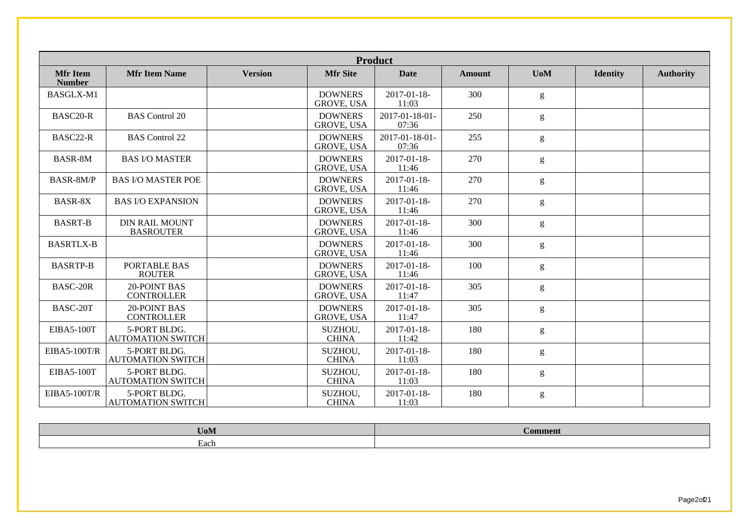| Product | | | | | | | | |
|---|---|---|---|---|---|---|---|---|
| **Mfr Item Number** | **Mfr Item Name** | **Version** | **Mfr Site** | **Date** | **Amount** | **UoM** | **Identity** | **Authority** |
| BASGLX-M1 | | | DOWNERS GROVE, USA | 2017-01-18-11:03 | 300 | g | | |
| BASC20-R | BAS Control 20 | | DOWNERS GROVE, USA | 2017-01-18-01-07:36 | 250 | g | | |
| BASC22-R | BAS Control 22 | | DOWNERS GROVE, USA | 2017-01-18-01-07:36 | 255 | g | | |
| BASR-8M | BAS I/O MASTER | | DOWNERS GROVE, USA | 2017-01-18-11:46 | 270 | g | | |
| BASR-8M/P | BAS I/O MASTER POE | | DOWNERS GROVE, USA | 2017-01-18-11:46 | 270 | g | | |
| BASR-8X | BAS I/O EXPANSION | | DOWNERS GROVE, USA | 2017-01-18-11:46 | 270 | g | | |
| BASRT-B | DIN RAIL MOUNT BASROUTER | | DOWNERS GROVE, USA | 2017-01-18-11:46 | 300 | g | | |
| BASRTLX-B | | | DOWNERS GROVE, USA | 2017-01-18-11:46 | 300 | g | | |
| BASRTP-B | PORTABLE BAS ROUTER | | DOWNERS GROVE, USA | 2017-01-18-11:46 | 100 | g | | |
| BASC-20R | 20-POINT BAS CONTROLLER | | DOWNERS GROVE, USA | 2017-01-18-11:47 | 305 | g | | |
| BASC-20T | 20-POINT BAS CONTROLLER | | DOWNERS GROVE, USA | 2017-01-18-11:47 | 305 | g | | |
| EIBA5-100T | 5-PORT BLDG. AUTOMATION SWITCH | | SUZHOU, CHINA | 2017-01-18-11:42 | 180 | g | | |
| EIBA5-100T/R | 5-PORT BLDG. AUTOMATION SWITCH | | SUZHOU, CHINA | 2017-01-18-11:03 | 180 | g | | |
| EIBA5-100T | 5-PORT BLDG. AUTOMATION SWITCH | | SUZHOU, CHINA | 2017-01-18-11:03 | 180 | g | | |
| EIBA5-100T/R | 5-PORT BLDG. AUTOMATION SWITCH | | SUZHOU, CHINA | 2017-01-18-11:03 | 180 | g | | |

| UoM | Comment |
|---|---|
| Each | |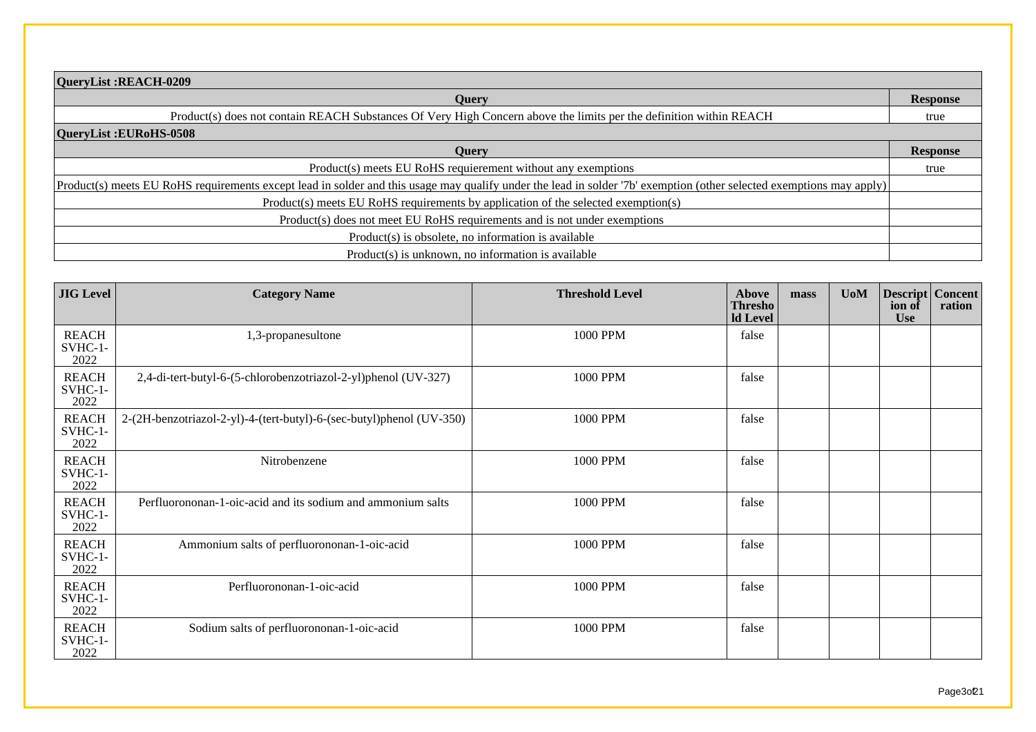| QueryList :REACH-0209 | |
|---|---|
| **Query** | **Response** |
| Product(s) does not contain REACH Substances Of Very High Concern above the limits per the definition within REACH | true |

| QueryList :EURoHS-0508 | |
|---|---|
| **Query** | **Response** |
| Product(s) meets EU RoHS requierement without any exemptions | true |
| Product(s) meets EU RoHS requirements except lead in solder and this usage may qualify under the lead in solder '7b' exemption (other selected exemptions may apply) | |
| Product(s) meets EU RoHS requirements by application of the selected exemption(s) | |
| Product(s) does not meet EU RoHS requirements and is not under exemptions | |
| Product(s) is obsolete, no information is available | |
| Product(s) is unknown, no information is available | |

| JIG Level | Category Name | Threshold Level | Above Threshold Level | mass | UoM | Description of Use | Concentration |
|---|---|---|---|---|---|---|---|
| REACH SVHC-1-2022 | 1,3-propanesultone | 1000 PPM | false | | | | |
| REACH SVHC-1-2022 | 2,4-di-tert-butyl-6-(5-chlorobenzotriazol-2-yl)phenol (UV-327) | 1000 PPM | false | | | | |
| REACH SVHC-1-2022 | 2-(2H-benzotriazol-2-yl)-4-(tert-butyl)-6-(sec-butyl)phenol (UV-350) | 1000 PPM | false | | | | |
| REACH SVHC-1-2022 | Nitrobenzene | 1000 PPM | false | | | | |
| REACH SVHC-1-2022 | Perfluorononan-1-oic-acid and its sodium and ammonium salts | 1000 PPM | false | | | | |
| REACH SVHC-1-2022 | Ammonium salts of perfluorononan-1-oic-acid | 1000 PPM | false | | | | |
| REACH SVHC-1-2022 | Perfluorononan-1-oic-acid | 1000 PPM | false | | | | |
| REACH SVHC-1-2022 | Sodium salts of perfluorononan-1-oic-acid | 1000 PPM | false | | | | |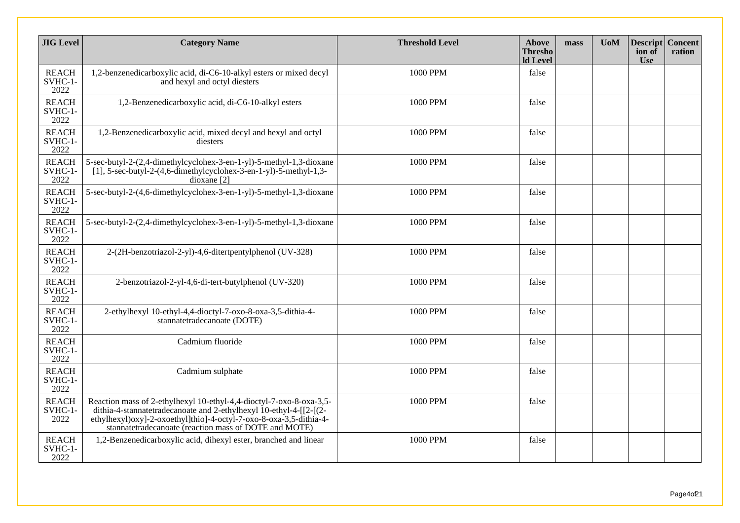| JIG Level | Category Name | Threshold Level | Above Threshold Level | mass | UoM | Description of Use | Concentration |
|---|---|---|---|---|---|---|---|
| REACH SVHC-1-2022 | 1,2-benzenedicarboxylic acid, di-C6-10-alkyl esters or mixed decyl and hexyl and octyl diesters | 1000 PPM | false | | | | |
| REACH SVHC-1-2022 | 1,2-Benzenedicarboxylic acid, di-C6-10-alkyl esters | 1000 PPM | false | | | | |
| REACH SVHC-1-2022 | 1,2-Benzenedicarboxylic acid, mixed decyl and hexyl and octyl diesters | 1000 PPM | false | | | | |
| REACH SVHC-1-2022 | 5-sec-butyl-2-(2,4-dimethylcyclohex-3-en-1-yl)-5-methyl-1,3-dioxane [1], 5-sec-butyl-2-(4,6-dimethylcyclohex-3-en-1-yl)-5-methyl-1,3-dioxane [2] | 1000 PPM | false | | | | |
| REACH SVHC-1-2022 | 5-sec-butyl-2-(4,6-dimethylcyclohex-3-en-1-yl)-5-methyl-1,3-dioxane | 1000 PPM | false | | | | |
| REACH SVHC-1-2022 | 5-sec-butyl-2-(2,4-dimethylcyclohex-3-en-1-yl)-5-methyl-1,3-dioxane | 1000 PPM | false | | | | |
| REACH SVHC-1-2022 | 2-(2H-benzotriazol-2-yl)-4,6-ditertpentylphenol (UV-328) | 1000 PPM | false | | | | |
| REACH SVHC-1-2022 | 2-benzotriazol-2-yl-4,6-di-tert-butylphenol (UV-320) | 1000 PPM | false | | | | |
| REACH SVHC-1-2022 | 2-ethylhexyl 10-ethyl-4,4-dioctyl-7-oxo-8-oxa-3,5-dithia-4-stannatetradecanoate (DOTE) | 1000 PPM | false | | | | |
| REACH SVHC-1-2022 | Cadmium fluoride | 1000 PPM | false | | | | |
| REACH SVHC-1-2022 | Cadmium sulphate | 1000 PPM | false | | | | |
| REACH SVHC-1-2022 | Reaction mass of 2-ethylhexyl 10-ethyl-4,4-dioctyl-7-oxo-8-oxa-3,5-dithia-4-stannatetradecanoate and 2-ethylhexyl 10-ethyl-4-[[2-[(2-ethylhexyl)oxy]-2-oxoethyl]thio]-4-octyl-7-oxo-8-oxa-3,5-dithia-4-stannatetradecanoate (reaction mass of DOTE and MOTE) | 1000 PPM | false | | | | |
| REACH SVHC-1-2022 | 1,2-Benzenedicarboxylic acid, dihexyl ester, branched and linear | 1000 PPM | false | | | | |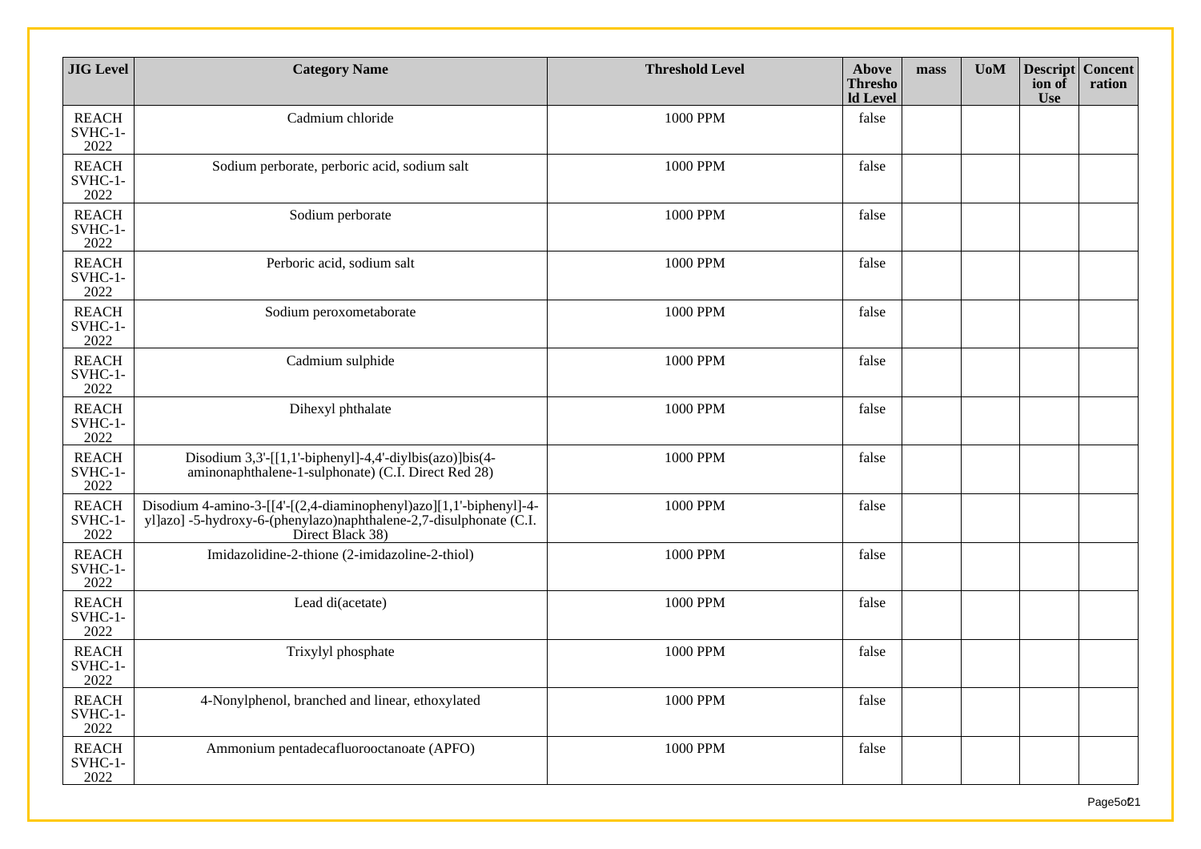| JIG Level | Category Name | Threshold Level | Above Threshold Level | mass | UoM | Description of Use | Concentration |
|---|---|---|---|---|---|---|---|
| REACH SVHC-1-2022 | Cadmium chloride | 1000 PPM | false | | | | |
| REACH SVHC-1-2022 | Sodium perborate, perboric acid, sodium salt | 1000 PPM | false | | | | |
| REACH SVHC-1-2022 | Sodium perborate | 1000 PPM | false | | | | |
| REACH SVHC-1-2022 | Perboric acid, sodium salt | 1000 PPM | false | | | | |
| REACH SVHC-1-2022 | Sodium peroxometaborate | 1000 PPM | false | | | | |
| REACH SVHC-1-2022 | Cadmium sulphide | 1000 PPM | false | | | | |
| REACH SVHC-1-2022 | Dihexyl phthalate | 1000 PPM | false | | | | |
| REACH SVHC-1-2022 | Disodium 3,3'-[[1,1'-biphenyl]-4,4'-diylbis(azo)]bis(4-aminonaphthalene-1-sulphonate) (C.I. Direct Red 28) | 1000 PPM | false | | | | |
| REACH SVHC-1-2022 | Disodium 4-amino-3-[[4'-[(2,4-diaminophenyl)azo][1,1'-biphenyl]-4-yl]azo] -5-hydroxy-6-(phenylazo)naphthalene-2,7-disulphonate (C.I. Direct Black 38) | 1000 PPM | false | | | | |
| REACH SVHC-1-2022 | Imidazolidine-2-thione (2-imidazoline-2-thiol) | 1000 PPM | false | | | | |
| REACH SVHC-1-2022 | Lead di(acetate) | 1000 PPM | false | | | | |
| REACH SVHC-1-2022 | Trixylyl phosphate | 1000 PPM | false | | | | |
| REACH SVHC-1-2022 | 4-Nonylphenol, branched and linear, ethoxylated | 1000 PPM | false | | | | |
| REACH SVHC-1-2022 | Ammonium pentadecafluorooctanoate (APFO) | 1000 PPM | false | | | | |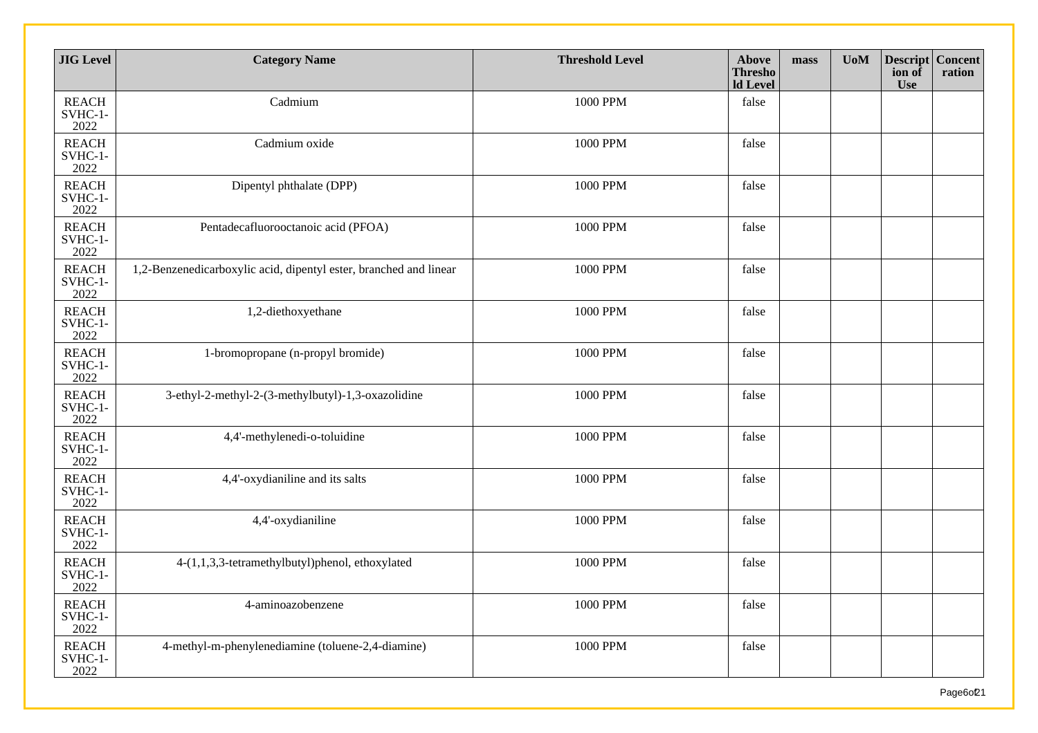| JIG Level | Category Name | Threshold Level | Above Threshold Level | mass | UoM | Description of Use | Concentration |
|---|---|---|---|---|---|---|---|
| REACH SVHC-1-2022 | Cadmium | 1000 PPM | false | | | | |
| REACH SVHC-1-2022 | Cadmium oxide | 1000 PPM | false | | | | |
| REACH SVHC-1-2022 | Dipentyl phthalate (DPP) | 1000 PPM | false | | | | |
| REACH SVHC-1-2022 | Pentadecafluorooctanoic acid (PFOA) | 1000 PPM | false | | | | |
| REACH SVHC-1-2022 | 1,2-Benzenedicarboxylic acid, dipentyl ester, branched and linear | 1000 PPM | false | | | | |
| REACH SVHC-1-2022 | 1,2-diethoxyethane | 1000 PPM | false | | | | |
| REACH SVHC-1-2022 | 1-bromopropane (n-propyl bromide) | 1000 PPM | false | | | | |
| REACH SVHC-1-2022 | 3-ethyl-2-methyl-2-(3-methylbutyl)-1,3-oxazolidine | 1000 PPM | false | | | | |
| REACH SVHC-1-2022 | 4,4'-methylenedi-o-toluidine | 1000 PPM | false | | | | |
| REACH SVHC-1-2022 | 4,4'-oxydianiline and its salts | 1000 PPM | false | | | | |
| REACH SVHC-1-2022 | 4,4'-oxydianiline | 1000 PPM | false | | | | |
| REACH SVHC-1-2022 | 4-(1,1,3,3-tetramethylbutyl)phenol, ethoxylated | 1000 PPM | false | | | | |
| REACH SVHC-1-2022 | 4-aminoazobenzene | 1000 PPM | false | | | | |
| REACH SVHC-1-2022 | 4-methyl-m-phenylenediamine (toluene-2,4-diamine) | 1000 PPM | false | | | | |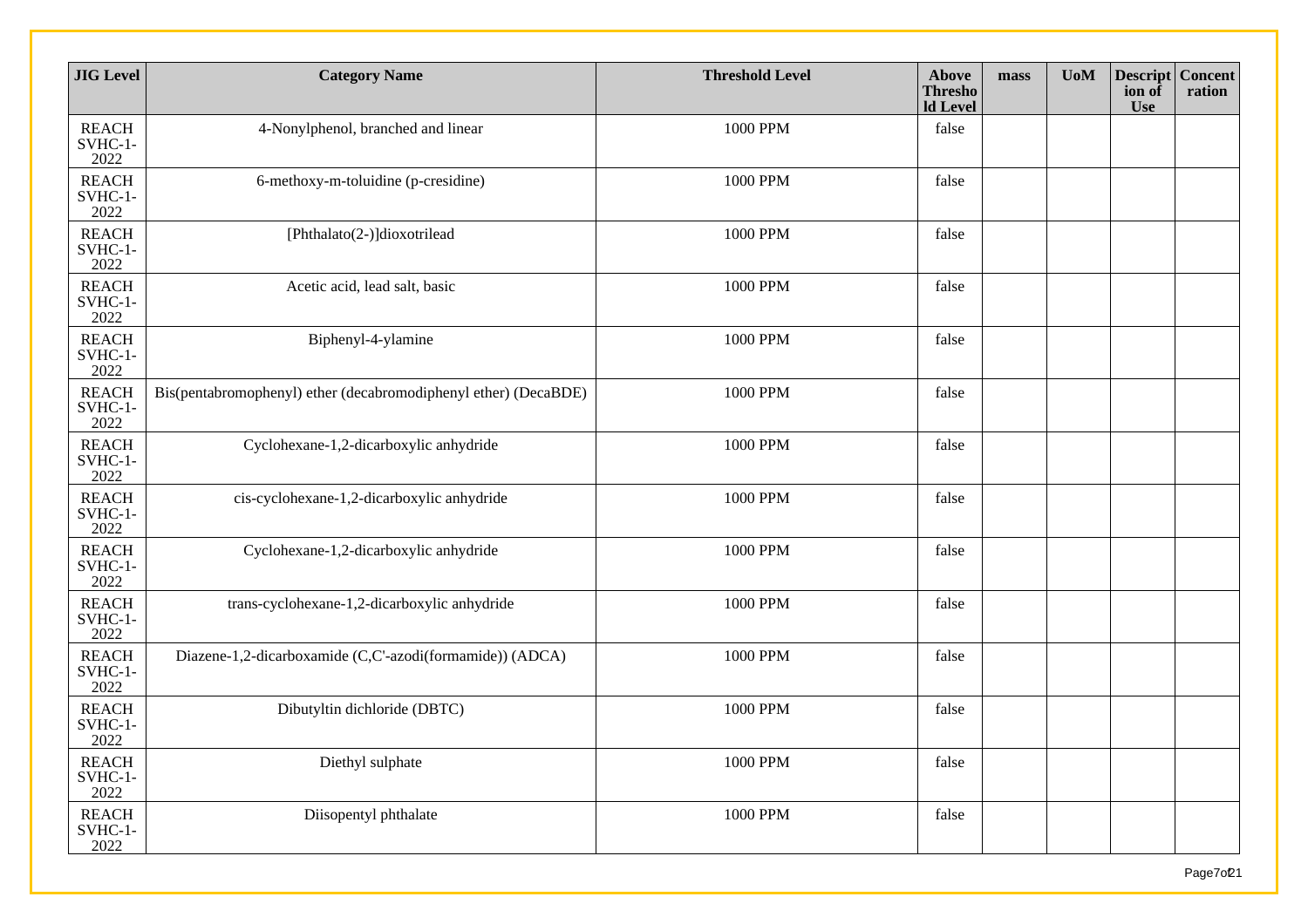| JIG Level | Category Name | Threshold Level | Above Threshold Level | mass | UoM | Description of Use | Concentration |
|---|---|---|---|---|---|---|---|
| REACH SVHC-1-2022 | 4-Nonylphenol, branched and linear | 1000 PPM | false | | | | |
| REACH SVHC-1-2022 | 6-methoxy-m-toluidine (p-cresidine) | 1000 PPM | false | | | | |
| REACH SVHC-1-2022 | [Phthalato(2-)]dioxotrilead | 1000 PPM | false | | | | |
| REACH SVHC-1-2022 | Acetic acid, lead salt, basic | 1000 PPM | false | | | | |
| REACH SVHC-1-2022 | Biphenyl-4-ylamine | 1000 PPM | false | | | | |
| REACH SVHC-1-2022 | Bis(pentabromophenyl) ether (decabromodiphenyl ether) (DecaBDE) | 1000 PPM | false | | | | |
| REACH SVHC-1-2022 | Cyclohexane-1,2-dicarboxylic anhydride | 1000 PPM | false | | | | |
| REACH SVHC-1-2022 | cis-cyclohexane-1,2-dicarboxylic anhydride | 1000 PPM | false | | | | |
| REACH SVHC-1-2022 | Cyclohexane-1,2-dicarboxylic anhydride | 1000 PPM | false | | | | |
| REACH SVHC-1-2022 | trans-cyclohexane-1,2-dicarboxylic anhydride | 1000 PPM | false | | | | |
| REACH SVHC-1-2022 | Diazene-1,2-dicarboxamide (C,C'-azodi(formamide)) (ADCA) | 1000 PPM | false | | | | |
| REACH SVHC-1-2022 | Dibutyltin dichloride (DBTC) | 1000 PPM | false | | | | |
| REACH SVHC-1-2022 | Diethyl sulphate | 1000 PPM | false | | | | |
| REACH SVHC-1-2022 | Diisopentyl phthalate | 1000 PPM | false | | | | |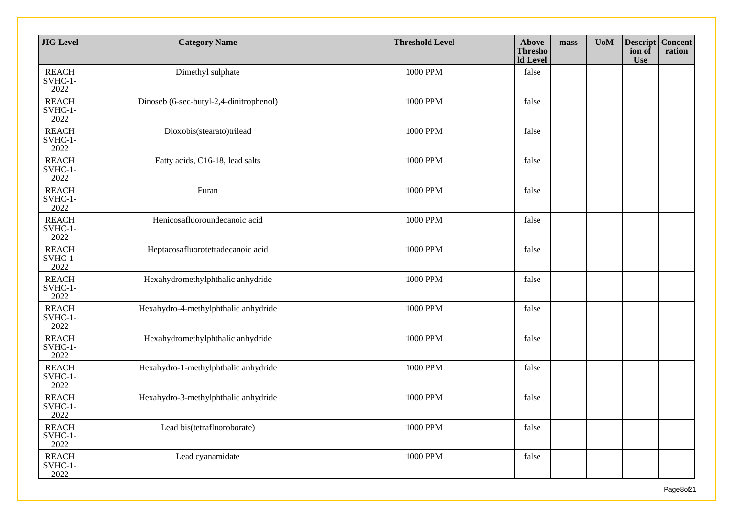| JIG Level | Category Name | Threshold Level | Above Threshold Level | mass | UoM | Description of Use | Concentration |
|---|---|---|---|---|---|---|---|
| REACH SVHC-1-2022 | Dimethyl sulphate | 1000 PPM | false | | | | |
| REACH SVHC-1-2022 | Dinoseb (6-sec-butyl-2,4-dinitrophenol) | 1000 PPM | false | | | | |
| REACH SVHC-1-2022 | Dioxobis(stearato)trilead | 1000 PPM | false | | | | |
| REACH SVHC-1-2022 | Fatty acids, C16-18, lead salts | 1000 PPM | false | | | | |
| REACH SVHC-1-2022 | Furan | 1000 PPM | false | | | | |
| REACH SVHC-1-2022 | Henicosafluoroundecanoic acid | 1000 PPM | false | | | | |
| REACH SVHC-1-2022 | Heptacosafluorotetradecanoic acid | 1000 PPM | false | | | | |
| REACH SVHC-1-2022 | Hexahydromethylphthalic anhydride | 1000 PPM | false | | | | |
| REACH SVHC-1-2022 | Hexahydro-4-methylphthalic anhydride | 1000 PPM | false | | | | |
| REACH SVHC-1-2022 | Hexahydromethylphthalic anhydride | 1000 PPM | false | | | | |
| REACH SVHC-1-2022 | Hexahydro-1-methylphthalic anhydride | 1000 PPM | false | | | | |
| REACH SVHC-1-2022 | Hexahydro-3-methylphthalic anhydride | 1000 PPM | false | | | | |
| REACH SVHC-1-2022 | Lead bis(tetrafluoroborate) | 1000 PPM | false | | | | |
| REACH SVHC-1-2022 | Lead cyanamidate | 1000 PPM | false | | | | |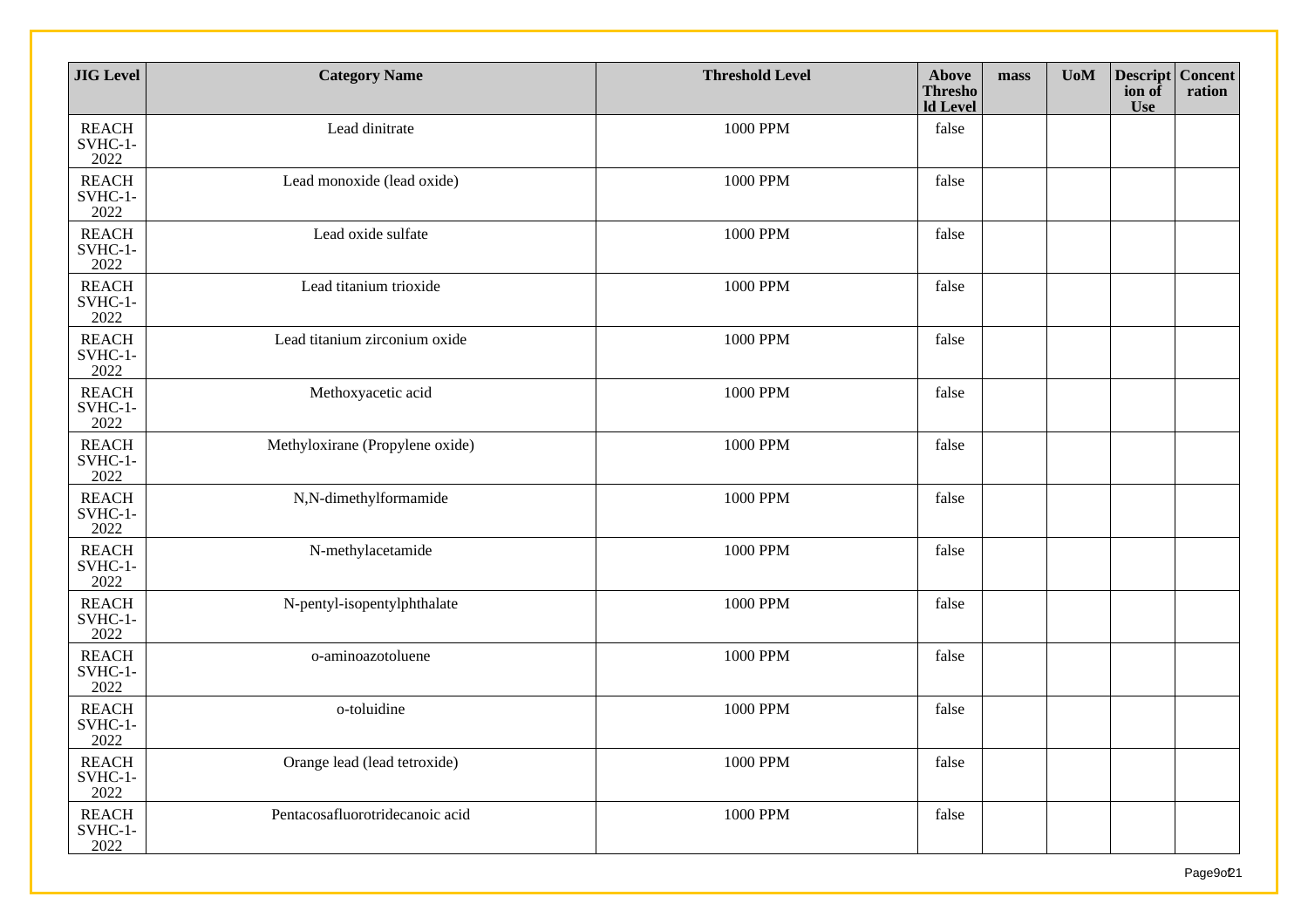| JIG Level | Category Name | Threshold Level | Above Threshold Level | mass | UoM | Description of Use | Concentration |
|---|---|---|---|---|---|---|---|
| REACH SVHC-1-2022 | Lead dinitrate | 1000 PPM | false | | | | |
| REACH SVHC-1-2022 | Lead monoxide (lead oxide) | 1000 PPM | false | | | | |
| REACH SVHC-1-2022 | Lead oxide sulfate | 1000 PPM | false | | | | |
| REACH SVHC-1-2022 | Lead titanium trioxide | 1000 PPM | false | | | | |
| REACH SVHC-1-2022 | Lead titanium zirconium oxide | 1000 PPM | false | | | | |
| REACH SVHC-1-2022 | Methoxyacetic acid | 1000 PPM | false | | | | |
| REACH SVHC-1-2022 | Methyloxirane (Propylene oxide) | 1000 PPM | false | | | | |
| REACH SVHC-1-2022 | N,N-dimethylformamide | 1000 PPM | false | | | | |
| REACH SVHC-1-2022 | N-methylacetamide | 1000 PPM | false | | | | |
| REACH SVHC-1-2022 | N-pentyl-isopentylphthalate | 1000 PPM | false | | | | |
| REACH SVHC-1-2022 | o-aminoazotoluene | 1000 PPM | false | | | | |
| REACH SVHC-1-2022 | o-toluidine | 1000 PPM | false | | | | |
| REACH SVHC-1-2022 | Orange lead (lead tetroxide) | 1000 PPM | false | | | | |
| REACH SVHC-1-2022 | Pentacosafluorotridecanoic acid | 1000 PPM | false | | | | |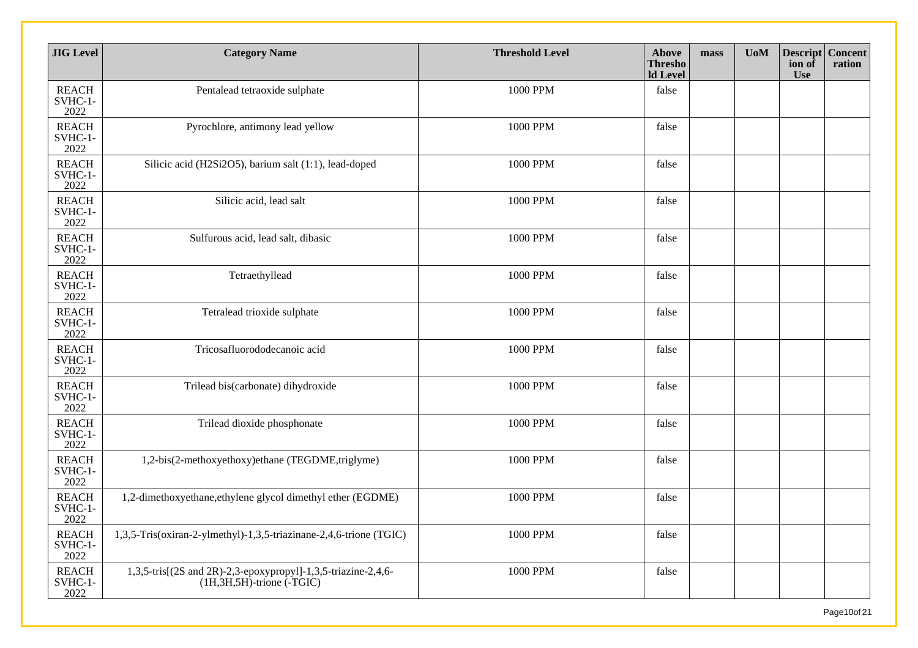| JIG Level | Category Name | Threshold Level | Above Threshold Level | mass | UoM | Description of Use | Concentration |
|---|---|---|---|---|---|---|---|
| REACH SVHC-1-2022 | Pentalead tetraoxide sulphate | 1000 PPM | false | | | | |
| REACH SVHC-1-2022 | Pyrochlore, antimony lead yellow | 1000 PPM | false | | | | |
| REACH SVHC-1-2022 | Silicic acid (H2Si2O5), barium salt (1:1), lead-doped | 1000 PPM | false | | | | |
| REACH SVHC-1-2022 | Silicic acid, lead salt | 1000 PPM | false | | | | |
| REACH SVHC-1-2022 | Sulfurous acid, lead salt, dibasic | 1000 PPM | false | | | | |
| REACH SVHC-1-2022 | Tetraethyllead | 1000 PPM | false | | | | |
| REACH SVHC-1-2022 | Tetralead trioxide sulphate | 1000 PPM | false | | | | |
| REACH SVHC-1-2022 | Tricosafluorododecanoic acid | 1000 PPM | false | | | | |
| REACH SVHC-1-2022 | Trilead bis(carbonate) dihydroxide | 1000 PPM | false | | | | |
| REACH SVHC-1-2022 | Trilead dioxide phosphonate | 1000 PPM | false | | | | |
| REACH SVHC-1-2022 | 1,2-bis(2-methoxyethoxy)ethane (TEGDME,triglyme) | 1000 PPM | false | | | | |
| REACH SVHC-1-2022 | 1,2-dimethoxyethane,ethylene glycol dimethyl ether (EGDME) | 1000 PPM | false | | | | |
| REACH SVHC-1-2022 | 1,3,5-Tris(oxiran-2-ylmethyl)-1,3,5-triazinane-2,4,6-trione (TGIC) | 1000 PPM | false | | | | |
| REACH SVHC-1-2022 | 1,3,5-tris[(2S and 2R)-2,3-epoxypropyl]-1,3,5-triazine-2,4,6-(1H,3H,5H)-trione (-TGIC) | 1000 PPM | false | | | | |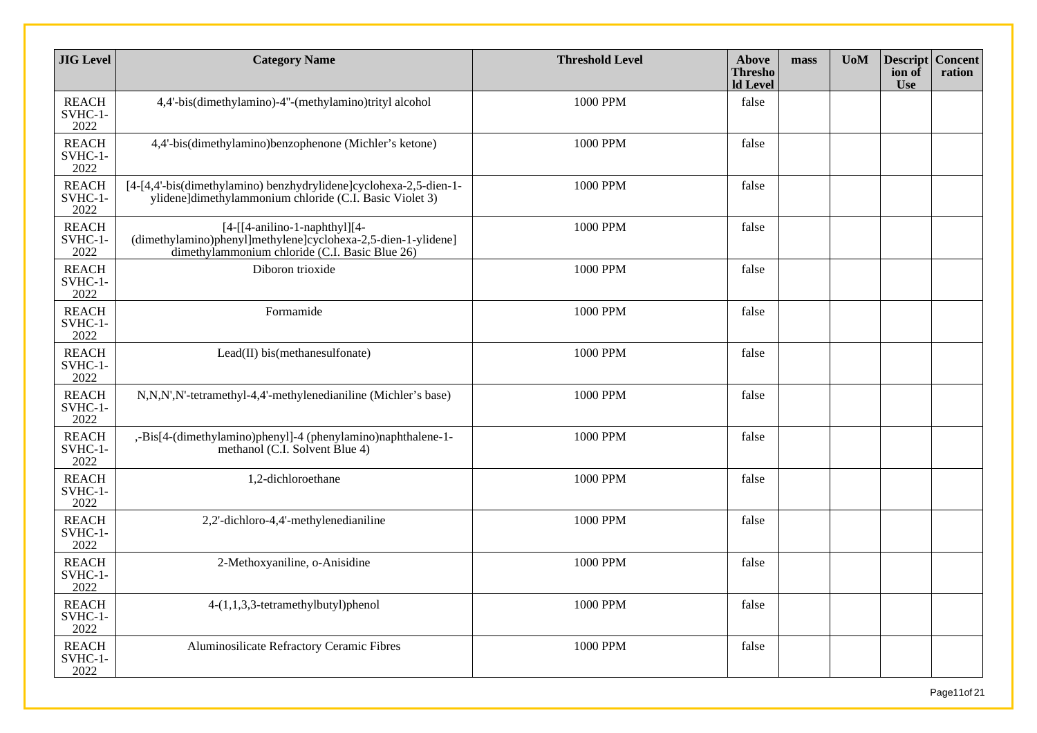| JIG Level | Category Name | Threshold Level | Above Threshold Level | mass | UoM | Description of Use | Concentration |
|---|---|---|---|---|---|---|---|
| REACH SVHC-1-2022 | 4,4'-bis(dimethylamino)-4''-(methylamino)trityl alcohol | 1000 PPM | false | | | | |
| REACH SVHC-1-2022 | 4,4'-bis(dimethylamino)benzophenone (Michler's ketone) | 1000 PPM | false | | | | |
| REACH SVHC-1-2022 | [4-[4,4'-bis(dimethylamino) benzhydrylidene]cyclohexa-2,5-dien-1-ylidene]dimethylammonium chloride (C.I. Basic Violet 3) | 1000 PPM | false | | | | |
| REACH SVHC-1-2022 | [4-[[4-anilino-1-naphthyl][4-(dimethylamino)phenyl]methylene]cyclohexa-2,5-dien-1-ylidene] dimethylammonium chloride (C.I. Basic Blue 26) | 1000 PPM | false | | | | |
| REACH SVHC-1-2022 | Diboron trioxide | 1000 PPM | false | | | | |
| REACH SVHC-1-2022 | Formamide | 1000 PPM | false | | | | |
| REACH SVHC-1-2022 | Lead(II) bis(methanesulfonate) | 1000 PPM | false | | | | |
| REACH SVHC-1-2022 | N,N,N',N'-tetramethyl-4,4'-methylenedianiline (Michler's base) | 1000 PPM | false | | | | |
| REACH SVHC-1-2022 | ,-Bis[4-(dimethylamino)phenyl]-4 (phenylamino)naphthalene-1-methanol (C.I. Solvent Blue 4) | 1000 PPM | false | | | | |
| REACH SVHC-1-2022 | 1,2-dichloroethane | 1000 PPM | false | | | | |
| REACH SVHC-1-2022 | 2,2'-dichloro-4,4'-methylenedianiline | 1000 PPM | false | | | | |
| REACH SVHC-1-2022 | 2-Methoxyaniline, o-Anisidine | 1000 PPM | false | | | | |
| REACH SVHC-1-2022 | 4-(1,1,3,3-tetramethylbutyl)phenol | 1000 PPM | false | | | | |
| REACH SVHC-1-2022 | Aluminosilicate Refractory Ceramic Fibres | 1000 PPM | false | | | | |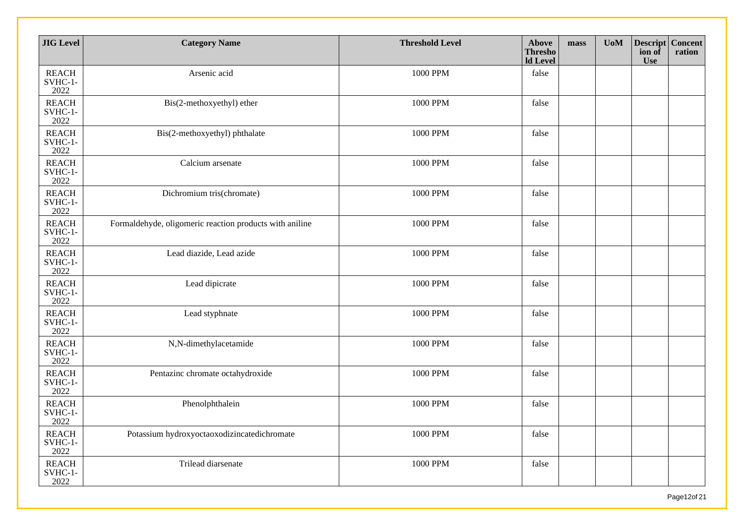| JIG Level | Category Name | Threshold Level | Above Threshold Level | mass | UoM | Description of Use | Concentration |
|---|---|---|---|---|---|---|---|
| REACH SVHC-1-2022 | Arsenic acid | 1000 PPM | false | | | | |
| REACH SVHC-1-2022 | Bis(2-methoxyethyl) ether | 1000 PPM | false | | | | |
| REACH SVHC-1-2022 | Bis(2-methoxyethyl) phthalate | 1000 PPM | false | | | | |
| REACH SVHC-1-2022 | Calcium arsenate | 1000 PPM | false | | | | |
| REACH SVHC-1-2022 | Dichromium tris(chromate) | 1000 PPM | false | | | | |
| REACH SVHC-1-2022 | Formaldehyde, oligomeric reaction products with aniline | 1000 PPM | false | | | | |
| REACH SVHC-1-2022 | Lead diazide, Lead azide | 1000 PPM | false | | | | |
| REACH SVHC-1-2022 | Lead dipicrate | 1000 PPM | false | | | | |
| REACH SVHC-1-2022 | Lead styphnate | 1000 PPM | false | | | | |
| REACH SVHC-1-2022 | N,N-dimethylacetamide | 1000 PPM | false | | | | |
| REACH SVHC-1-2022 | Pentazinc chromate octahydroxide | 1000 PPM | false | | | | |
| REACH SVHC-1-2022 | Phenolphthalein | 1000 PPM | false | | | | |
| REACH SVHC-1-2022 | Potassium hydroxyoctaoxodizincatedichromate | 1000 PPM | false | | | | |
| REACH SVHC-1-2022 | Trilead diarsenate | 1000 PPM | false | | | | |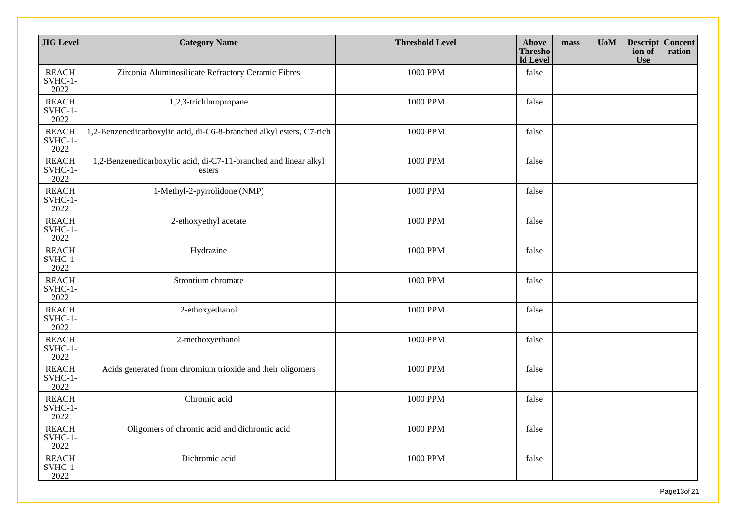| JIG Level | Category Name | Threshold Level | Above Threshold Level | mass | UoM | Description of Use | Concentration |
| --- | --- | --- | --- | --- | --- | --- | --- |
| REACH SVHC-1-2022 | Zirconia Aluminosilicate Refractory Ceramic Fibres | 1000 PPM | false | | | | |
| REACH SVHC-1-2022 | 1,2,3-trichloropropane | 1000 PPM | false | | | | |
| REACH SVHC-1-2022 | 1,2-Benzenedicarboxylic acid, di-C6-8-branched alkyl esters, C7-rich | 1000 PPM | false | | | | |
| REACH SVHC-1-2022 | 1,2-Benzenedicarboxylic acid, di-C7-11-branched and linear alkyl esters | 1000 PPM | false | | | | |
| REACH SVHC-1-2022 | 1-Methyl-2-pyrrolidone (NMP) | 1000 PPM | false | | | | |
| REACH SVHC-1-2022 | 2-ethoxyethyl acetate | 1000 PPM | false | | | | |
| REACH SVHC-1-2022 | Hydrazine | 1000 PPM | false | | | | |
| REACH SVHC-1-2022 | Strontium chromate | 1000 PPM | false | | | | |
| REACH SVHC-1-2022 | 2-ethoxyethanol | 1000 PPM | false | | | | |
| REACH SVHC-1-2022 | 2-methoxyethanol | 1000 PPM | false | | | | |
| REACH SVHC-1-2022 | Acids generated from chromium trioxide and their oligomers | 1000 PPM | false | | | | |
| REACH SVHC-1-2022 | Chromic acid | 1000 PPM | false | | | | |
| REACH SVHC-1-2022 | Oligomers of chromic acid and dichromic acid | 1000 PPM | false | | | | |
| REACH SVHC-1-2022 | Dichromic acid | 1000 PPM | false | | | | |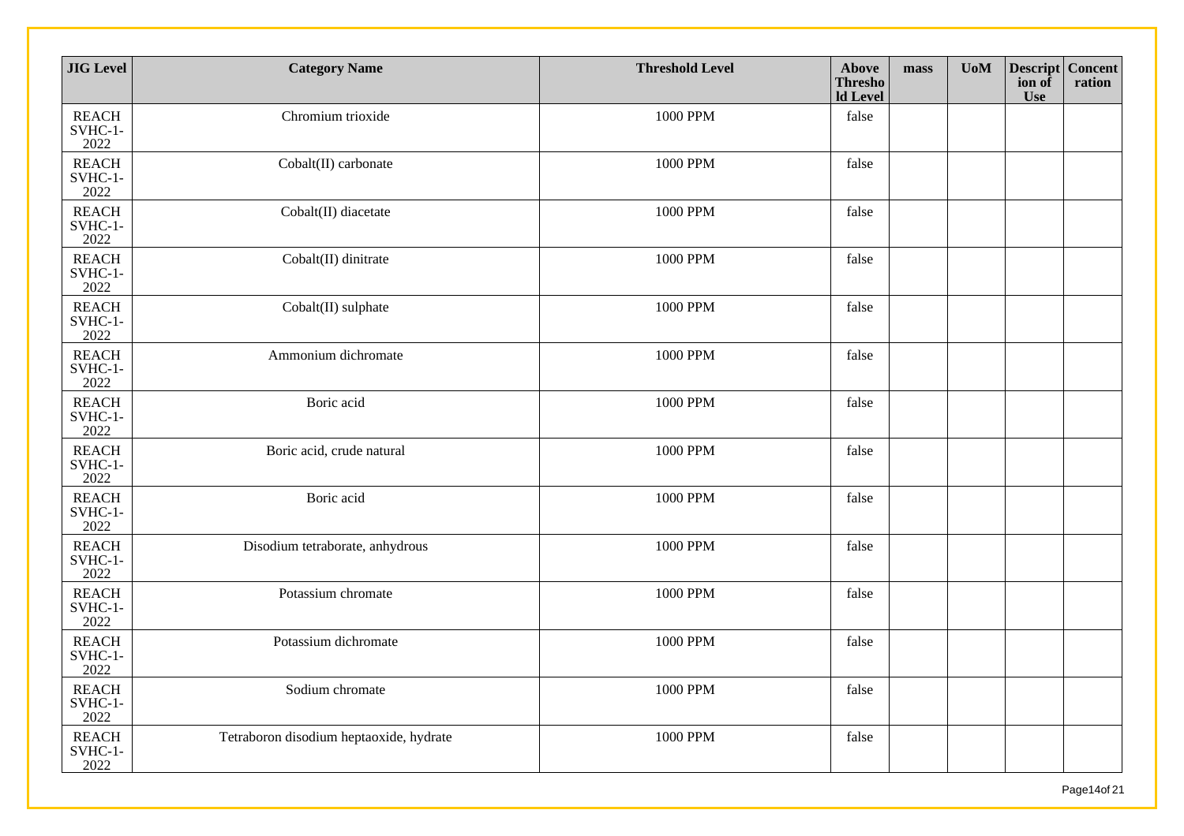| JIG Level | Category Name | Threshold Level | Above Threshold Level | mass | UoM | Description of Use | Concentration |
|---|---|---|---|---|---|---|---|
| REACH SVHC-1-2022 | Chromium trioxide | 1000 PPM | false | | | | |
| REACH SVHC-1-2022 | Cobalt(II) carbonate | 1000 PPM | false | | | | |
| REACH SVHC-1-2022 | Cobalt(II) diacetate | 1000 PPM | false | | | | |
| REACH SVHC-1-2022 | Cobalt(II) dinitrate | 1000 PPM | false | | | | |
| REACH SVHC-1-2022 | Cobalt(II) sulphate | 1000 PPM | false | | | | |
| REACH SVHC-1-2022 | Ammonium dichromate | 1000 PPM | false | | | | |
| REACH SVHC-1-2022 | Boric acid | 1000 PPM | false | | | | |
| REACH SVHC-1-2022 | Boric acid, crude natural | 1000 PPM | false | | | | |
| REACH SVHC-1-2022 | Boric acid | 1000 PPM | false | | | | |
| REACH SVHC-1-2022 | Disodium tetraborate, anhydrous | 1000 PPM | false | | | | |
| REACH SVHC-1-2022 | Potassium chromate | 1000 PPM | false | | | | |
| REACH SVHC-1-2022 | Potassium dichromate | 1000 PPM | false | | | | |
| REACH SVHC-1-2022 | Sodium chromate | 1000 PPM | false | | | | |
| REACH SVHC-1-2022 | Tetraboron disodium heptaoxide, hydrate | 1000 PPM | false | | | | |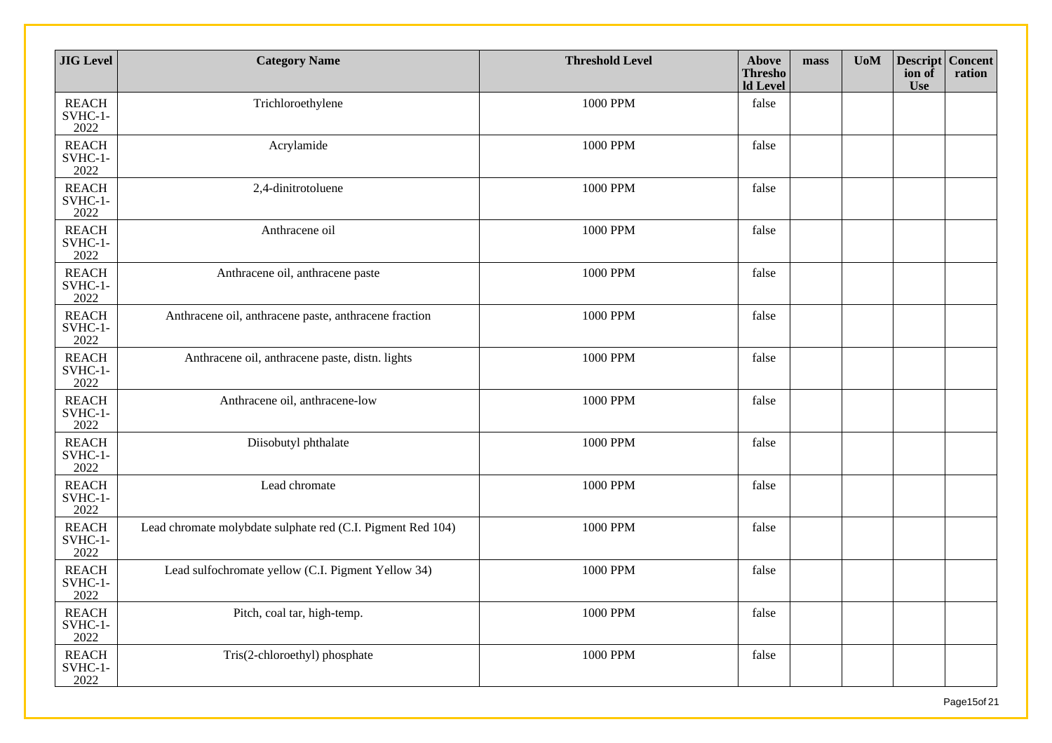| JIG Level | Category Name | Threshold Level | Above Threshold Level | mass | UoM | Description of Use | Concentration |
|---|---|---|---|---|---|---|---|
| REACH SVHC-1-2022 | Trichloroethylene | 1000 PPM | false | | | | |
| REACH SVHC-1-2022 | Acrylamide | 1000 PPM | false | | | | |
| REACH SVHC-1-2022 | 2,4-dinitrotoluene | 1000 PPM | false | | | | |
| REACH SVHC-1-2022 | Anthracene oil | 1000 PPM | false | | | | |
| REACH SVHC-1-2022 | Anthracene oil, anthracene paste | 1000 PPM | false | | | | |
| REACH SVHC-1-2022 | Anthracene oil, anthracene paste, anthracene fraction | 1000 PPM | false | | | | |
| REACH SVHC-1-2022 | Anthracene oil, anthracene paste, distn. lights | 1000 PPM | false | | | | |
| REACH SVHC-1-2022 | Anthracene oil, anthracene-low | 1000 PPM | false | | | | |
| REACH SVHC-1-2022 | Diisobutyl phthalate | 1000 PPM | false | | | | |
| REACH SVHC-1-2022 | Lead chromate | 1000 PPM | false | | | | |
| REACH SVHC-1-2022 | Lead chromate molybdate sulphate red (C.I. Pigment Red 104) | 1000 PPM | false | | | | |
| REACH SVHC-1-2022 | Lead sulfochromate yellow (C.I. Pigment Yellow 34) | 1000 PPM | false | | | | |
| REACH SVHC-1-2022 | Pitch, coal tar, high-temp. | 1000 PPM | false | | | | |
| REACH SVHC-1-2022 | Tris(2-chloroethyl) phosphate | 1000 PPM | false | | | | |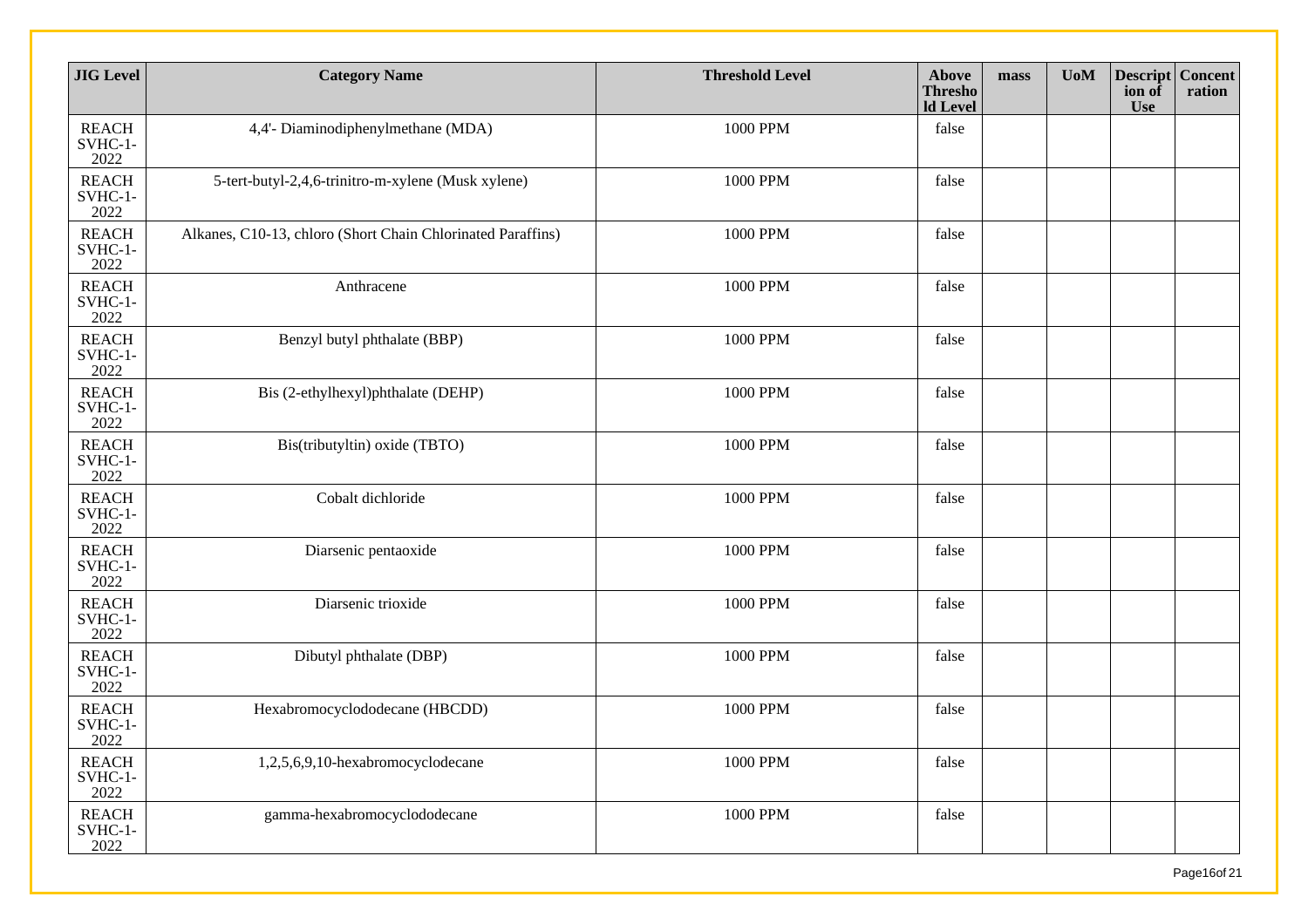| JIG Level | Category Name | Threshold Level | Above Threshold Level | mass | UoM | Description of Use | Concentration |
|---|---|---|---|---|---|---|---|
| REACH SVHC-1-2022 | 4,4'- Diaminodiphenylmethane (MDA) | 1000 PPM | false | | | | |
| REACH SVHC-1-2022 | 5-tert-butyl-2,4,6-trinitro-m-xylene (Musk xylene) | 1000 PPM | false | | | | |
| REACH SVHC-1-2022 | Alkanes, C10-13, chloro (Short Chain Chlorinated Paraffins) | 1000 PPM | false | | | | |
| REACH SVHC-1-2022 | Anthracene | 1000 PPM | false | | | | |
| REACH SVHC-1-2022 | Benzyl butyl phthalate (BBP) | 1000 PPM | false | | | | |
| REACH SVHC-1-2022 | Bis (2-ethylhexyl)phthalate (DEHP) | 1000 PPM | false | | | | |
| REACH SVHC-1-2022 | Bis(tributyltin) oxide (TBTO) | 1000 PPM | false | | | | |
| REACH SVHC-1-2022 | Cobalt dichloride | 1000 PPM | false | | | | |
| REACH SVHC-1-2022 | Diarsenic pentaoxide | 1000 PPM | false | | | | |
| REACH SVHC-1-2022 | Diarsenic trioxide | 1000 PPM | false | | | | |
| REACH SVHC-1-2022 | Dibutyl phthalate (DBP) | 1000 PPM | false | | | | |
| REACH SVHC-1-2022 | Hexabromocyclododecane (HBCDD) | 1000 PPM | false | | | | |
| REACH SVHC-1-2022 | 1,2,5,6,9,10-hexabromocyclodecane | 1000 PPM | false | | | | |
| REACH SVHC-1-2022 | gamma-hexabromocyclododecane | 1000 PPM | false | | | | |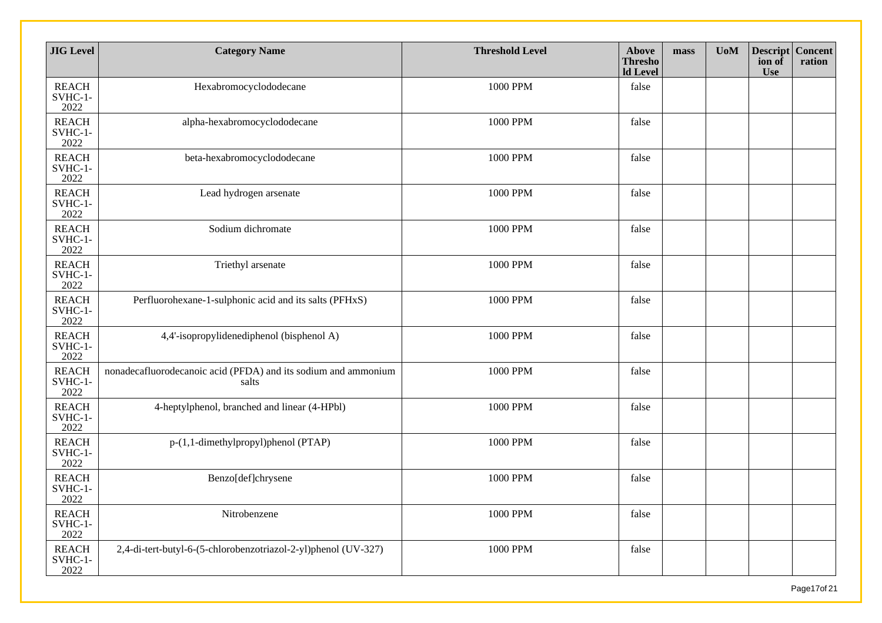| JIG Level | Category Name | Threshold Level | Above Threshold Level | mass | UoM | Description of Use | Concentration |
|---|---|---|---|---|---|---|---|
| REACH SVHC-1-2022 | Hexabromocyclododecane | 1000 PPM | false | | | | |
| REACH SVHC-1-2022 | alpha-hexabromocyclododecane | 1000 PPM | false | | | | |
| REACH SVHC-1-2022 | beta-hexabromocyclododecane | 1000 PPM | false | | | | |
| REACH SVHC-1-2022 | Lead hydrogen arsenate | 1000 PPM | false | | | | |
| REACH SVHC-1-2022 | Sodium dichromate | 1000 PPM | false | | | | |
| REACH SVHC-1-2022 | Triethyl arsenate | 1000 PPM | false | | | | |
| REACH SVHC-1-2022 | Perfluorohexane-1-sulphonic acid and its salts (PFHxS) | 1000 PPM | false | | | | |
| REACH SVHC-1-2022 | 4,4'-isopropylidenediphenol (bisphenol A) | 1000 PPM | false | | | | |
| REACH SVHC-1-2022 | nonadecafluorodecanoic acid (PFDA) and its sodium and ammonium salts | 1000 PPM | false | | | | |
| REACH SVHC-1-2022 | 4-heptylphenol, branched and linear (4-HPbl) | 1000 PPM | false | | | | |
| REACH SVHC-1-2022 | p-(1,1-dimethylpropyl)phenol (PTAP) | 1000 PPM | false | | | | |
| REACH SVHC-1-2022 | Benzo[def]chrysene | 1000 PPM | false | | | | |
| REACH SVHC-1-2022 | Nitrobenzene | 1000 PPM | false | | | | |
| REACH SVHC-1-2022 | 2,4-di-tert-butyl-6-(5-chlorobenzotriazol-2-yl)phenol (UV-327) | 1000 PPM | false | | | | |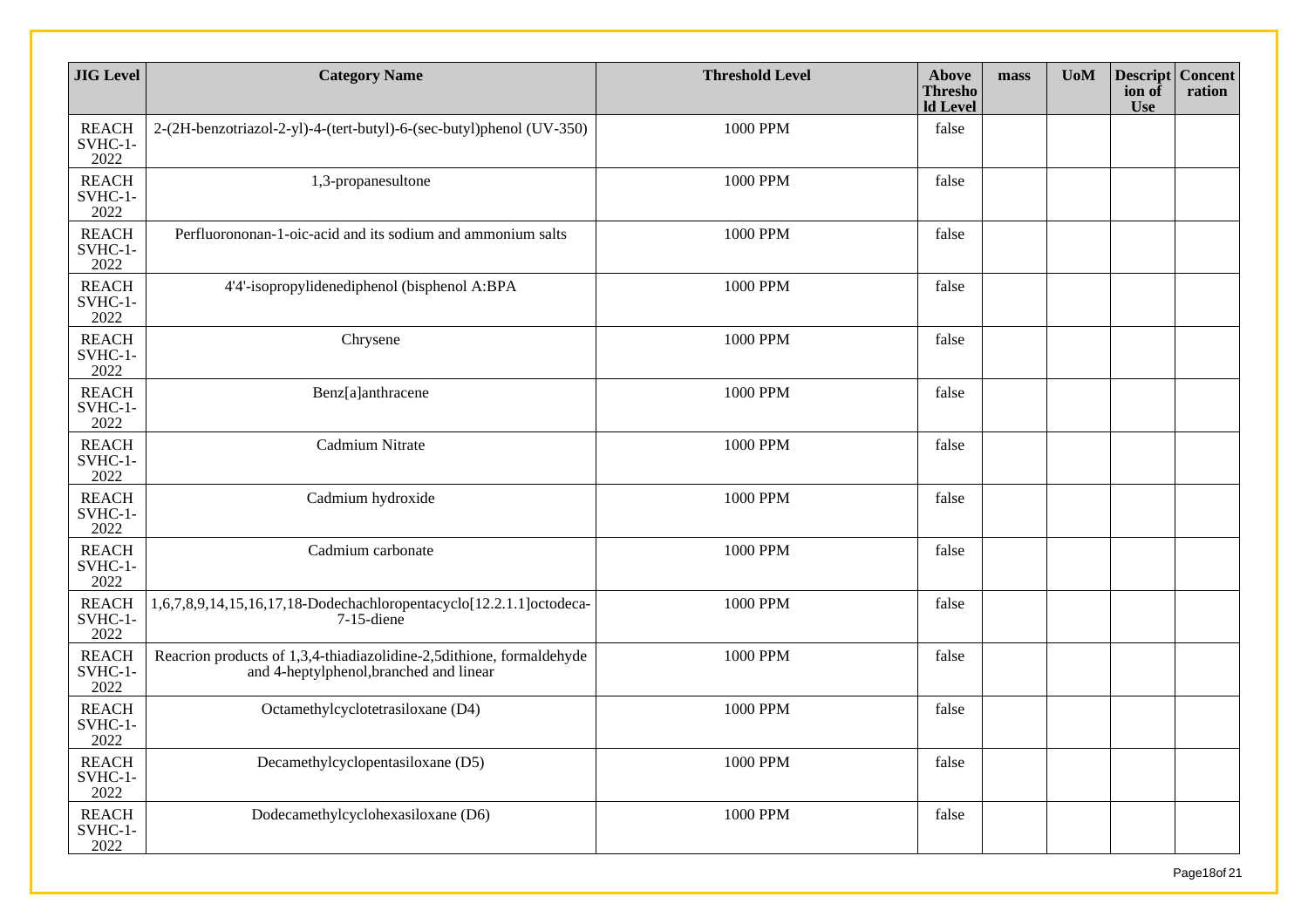| JIG Level | Category Name | Threshold Level | Above Threshold Level | mass | UoM | Description of Use | Concentration |
|---|---|---|---|---|---|---|---|
| REACH SVHC-1-2022 | 2-(2H-benzotriazol-2-yl)-4-(tert-butyl)-6-(sec-butyl)phenol (UV-350) | 1000 PPM | false | | | | |
| REACH SVHC-1-2022 | 1,3-propanesultone | 1000 PPM | false | | | | |
| REACH SVHC-1-2022 | Perfluorononan-1-oic-acid and its sodium and ammonium salts | 1000 PPM | false | | | | |
| REACH SVHC-1-2022 | 4'4'-isopropylidenediphenol (bisphenol A:BPA | 1000 PPM | false | | | | |
| REACH SVHC-1-2022 | Chrysene | 1000 PPM | false | | | | |
| REACH SVHC-1-2022 | Benz[a]anthracene | 1000 PPM | false | | | | |
| REACH SVHC-1-2022 | Cadmium Nitrate | 1000 PPM | false | | | | |
| REACH SVHC-1-2022 | Cadmium hydroxide | 1000 PPM | false | | | | |
| REACH SVHC-1-2022 | Cadmium carbonate | 1000 PPM | false | | | | |
| REACH SVHC-1-2022 | 1,6,7,8,9,14,15,16,17,18-Dodechachloropentacyclo[12.2.1.1]octodeca-7-15-diene | 1000 PPM | false | | | | |
| REACH SVHC-1-2022 | Reacrion products of 1,3,4-thiadiazolidine-2,5dithione, formaldehyde and 4-heptylphenol,branched and linear | 1000 PPM | false | | | | |
| REACH SVHC-1-2022 | Octamethylcyclotetrasiloxane (D4) | 1000 PPM | false | | | | |
| REACH SVHC-1-2022 | Decamethylcyclopentasiloxane (D5) | 1000 PPM | false | | | | |
| REACH SVHC-1-2022 | Dodecamethylcyclohexasiloxane (D6) | 1000 PPM | false | | | | |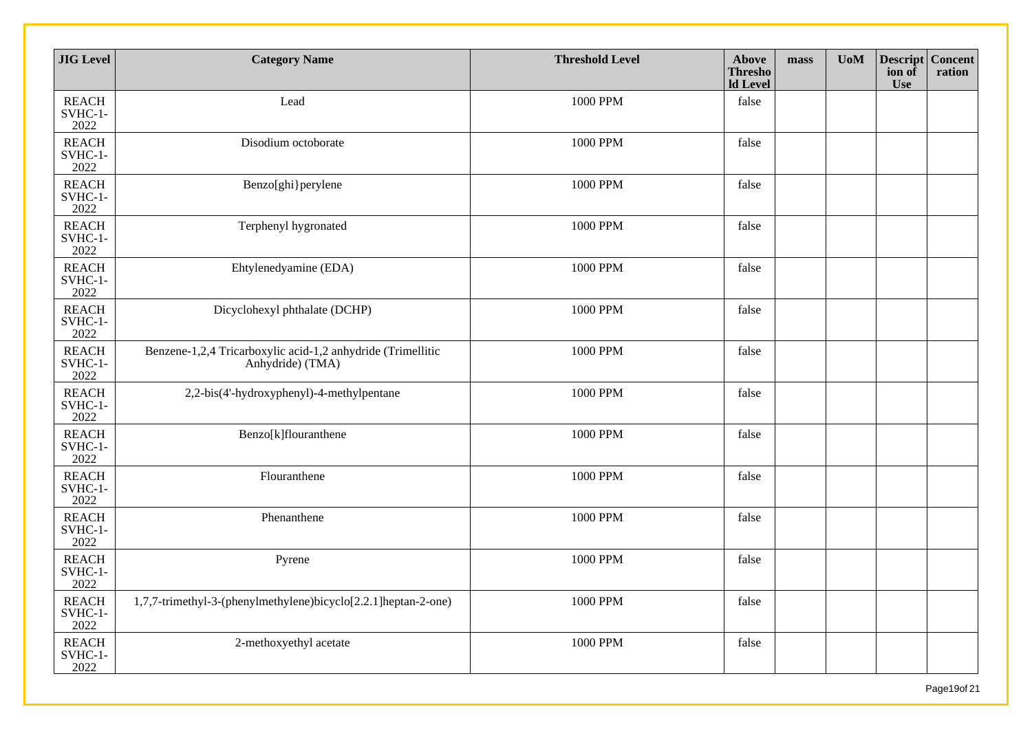| JIG Level | Category Name | Threshold Level | Above Threshold Level | mass | UoM | Description of Use | Concentration |
|---|---|---|---|---|---|---|---|
| REACH SVHC-1-2022 | Lead | 1000 PPM | false | | | | |
| REACH SVHC-1-2022 | Disodium octoborate | 1000 PPM | false | | | | |
| REACH SVHC-1-2022 | Benzo[ghi}perylene | 1000 PPM | false | | | | |
| REACH SVHC-1-2022 | Terphenyl hygronated | 1000 PPM | false | | | | |
| REACH SVHC-1-2022 | Ehtylenedyamine (EDA) | 1000 PPM | false | | | | |
| REACH SVHC-1-2022 | Dicyclohexyl phthalate (DCHP) | 1000 PPM | false | | | | |
| REACH SVHC-1-2022 | Benzene-1,2,4 Tricarboxylic acid-1,2 anhydride (Trimellitic Anhydride) (TMA) | 1000 PPM | false | | | | |
| REACH SVHC-1-2022 | 2,2-bis(4'-hydroxyphenyl)-4-methylpentane | 1000 PPM | false | | | | |
| REACH SVHC-1-2022 | Benzo[k]flouranthene | 1000 PPM | false | | | | |
| REACH SVHC-1-2022 | Flouranthene | 1000 PPM | false | | | | |
| REACH SVHC-1-2022 | Phenanthene | 1000 PPM | false | | | | |
| REACH SVHC-1-2022 | Pyrene | 1000 PPM | false | | | | |
| REACH SVHC-1-2022 | 1,7,7-trimethyl-3-(phenylmethylene)bicyclo[2.2.1]heptan-2-one) | 1000 PPM | false | | | | |
| REACH SVHC-1-2022 | 2-methoxyethyl acetate | 1000 PPM | false | | | | |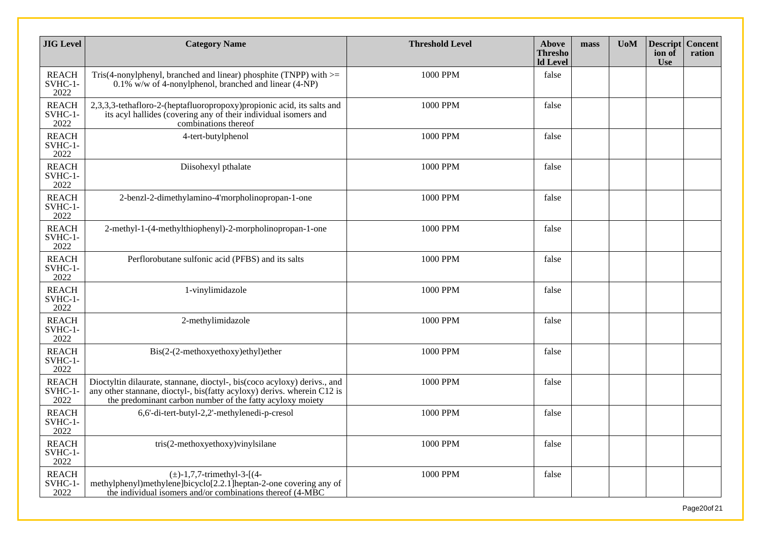| JIG Level | Category Name | Threshold Level | Above Threshold Level | mass | UoM | Description of Use | Concentration |
|---|---|---|---|---|---|---|---|
| REACH SVHC-1-2022 | Tris(4-nonylphenyl, branched and linear) phosphite (TNPP) with >= 0.1% w/w of 4-nonylphenol, branched and linear (4-NP) | 1000 PPM | false | | | | |
| REACH SVHC-1-2022 | 2,3,3,3-tethafloro-2-(heptafluoropropoxy)propionic acid, its salts and its acyl hallides (covering any of their individual isomers and combinations thereof | 1000 PPM | false | | | | |
| REACH SVHC-1-2022 | 4-tert-butylphenol | 1000 PPM | false | | | | |
| REACH SVHC-1-2022 | Diisohexyl pthalate | 1000 PPM | false | | | | |
| REACH SVHC-1-2022 | 2-benzl-2-dimethylamino-4'morpholinopropan-1-one | 1000 PPM | false | | | | |
| REACH SVHC-1-2022 | 2-methyl-1-(4-methylthiophenyl)-2-morpholinopropan-1-one | 1000 PPM | false | | | | |
| REACH SVHC-1-2022 | Perflorobutane sulfonic acid (PFBS) and its salts | 1000 PPM | false | | | | |
| REACH SVHC-1-2022 | 1-vinylimidazole | 1000 PPM | false | | | | |
| REACH SVHC-1-2022 | 2-methylimidazole | 1000 PPM | false | | | | |
| REACH SVHC-1-2022 | Bis(2-(2-methoxyethoxy)ethyl)ether | 1000 PPM | false | | | | |
| REACH SVHC-1-2022 | Dioctyltin dilaurate, stannane, dioctyl-, bis(coco acyloxy) derivs., and any other stannane, dioctyl-, bis(fatty acyloxy) derivs. wherein C12 is the predominant carbon number of the fatty acyloxy moiety | 1000 PPM | false | | | | |
| REACH SVHC-1-2022 | 6,6'-di-tert-butyl-2,2'-methylenedi-p-cresol | 1000 PPM | false | | | | |
| REACH SVHC-1-2022 | tris(2-methoxyethoxy)vinylsilane | 1000 PPM | false | | | | |
| REACH SVHC-1-2022 | (±)-1,7,7-trimethyl-3-[(4-methylphenyl)methylene]bicyclo[2.2.1]heptan-2-one covering any of the individual isomers and/or combinations thereof (4-MBC | 1000 PPM | false | | | | |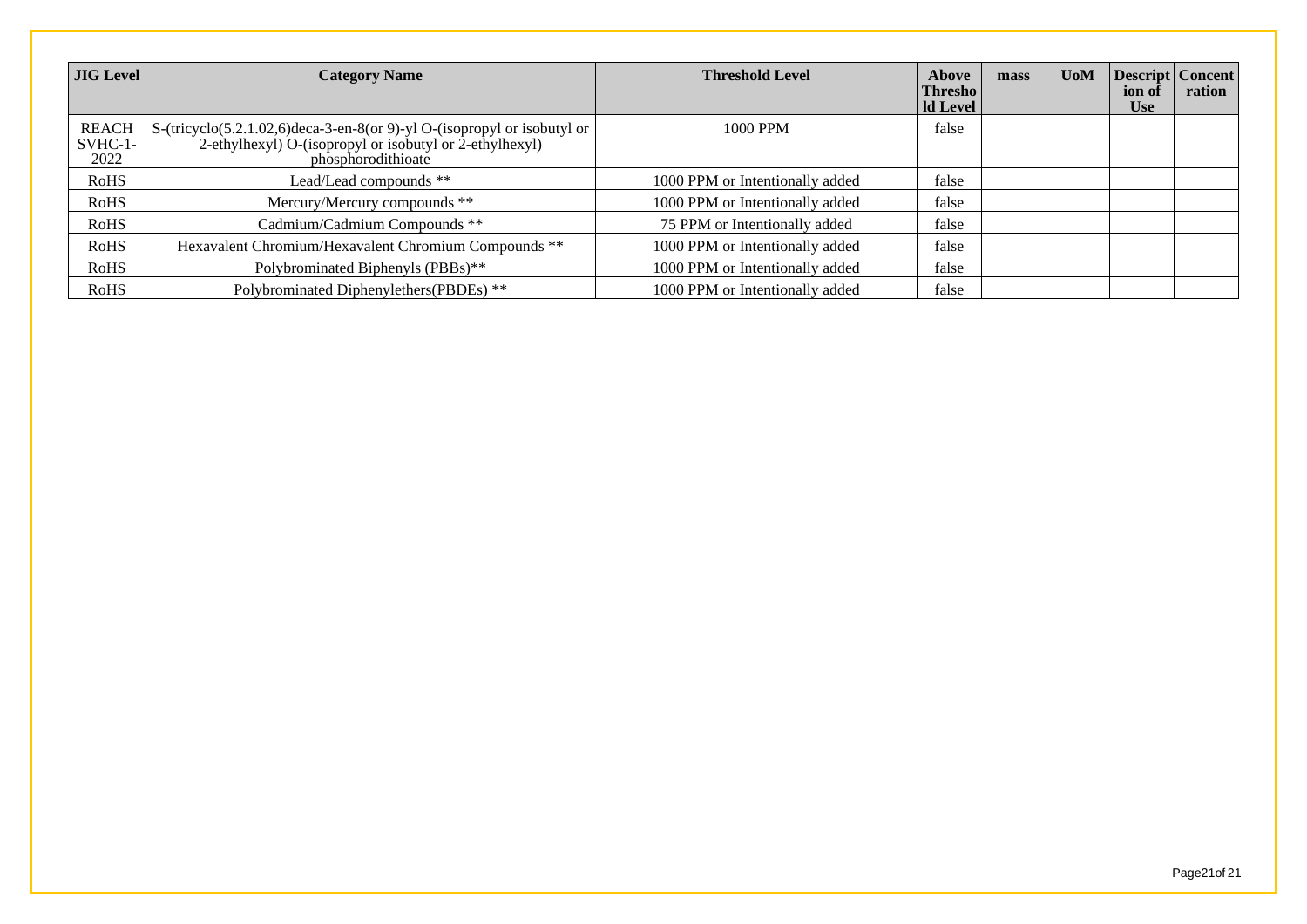| JIG Level | Category Name | Threshold Level | Above Threshold Level | mass | UoM | Description of Use | Concentration |
|---|---|---|---|---|---|---|---|
| REACH SVHC-1-2022 | S-(tricyclo(5.2.1.02,6)deca-3-en-8(or 9)-yl O-(isopropyl or isobutyl or 2-ethylhexyl) O-(isopropyl or isobutyl or 2-ethylhexyl) phosphorodithioate | 1000 PPM | false | | | | |
| RoHS | Lead/Lead compounds ** | 1000 PPM or Intentionally added | false | | | | |
| RoHS | Mercury/Mercury compounds ** | 1000 PPM or Intentionally added | false | | | | |
| RoHS | Cadmium/Cadmium Compounds ** | 75 PPM or Intentionally added | false | | | | |
| RoHS | Hexavalent Chromium/Hexavalent Chromium Compounds ** | 1000 PPM or Intentionally added | false | | | | |
| RoHS | Polybrominated Biphenyls (PBBs)** | 1000 PPM or Intentionally added | false | | | | |
| RoHS | Polybrominated Diphenylethers(PBDEs) ** | 1000 PPM or Intentionally added | false | | | | |